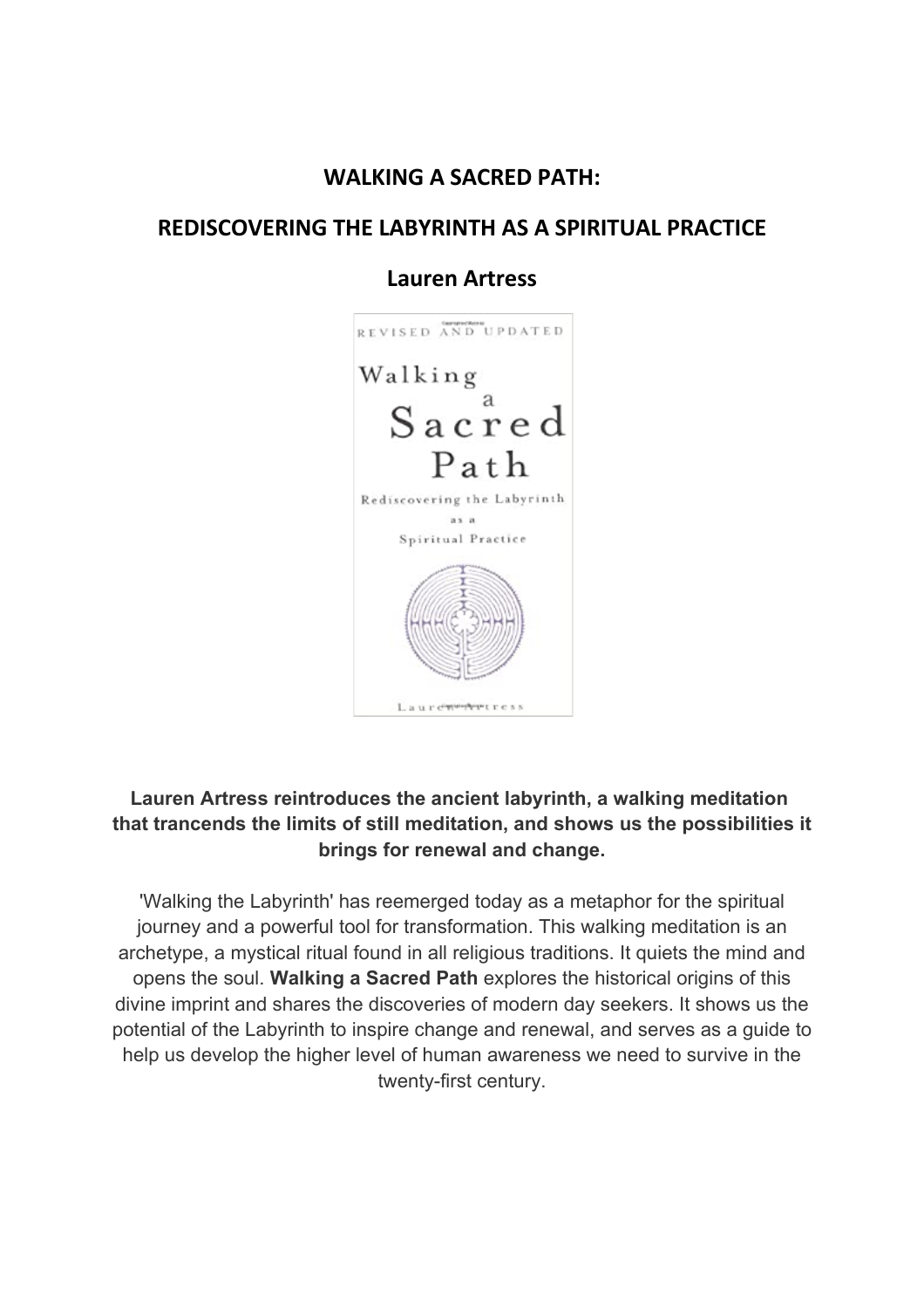# WALKING A SACRED PATH:

## REDISCOVERING THE LABYRINTH AS A SPIRITUAL PRACTICE

### Lauren Artress

**Lauren Artress reintroduces the ancient labyrinth, a walking meditation that trancends the limits of still meditation, and shows us the possibilities it brings for renewal and change.**

'Walking the Labyrinth' has reemerged today as a metaphor for the spiritual journey and a powerful tool for transformation. This walking meditation is an archetype, a mystical ritual found in all religious traditions. It quiets the mind and opens the soul. **Walking a Sacred Path** explores the historical origins of this divine imprint and shares the discoveries of modern day seekers. It shows us the potential of the Labyrinth to inspire change and renewal, and serves as a guide to help us develop the higher level of human awareness we need to survive in the twenty-first century.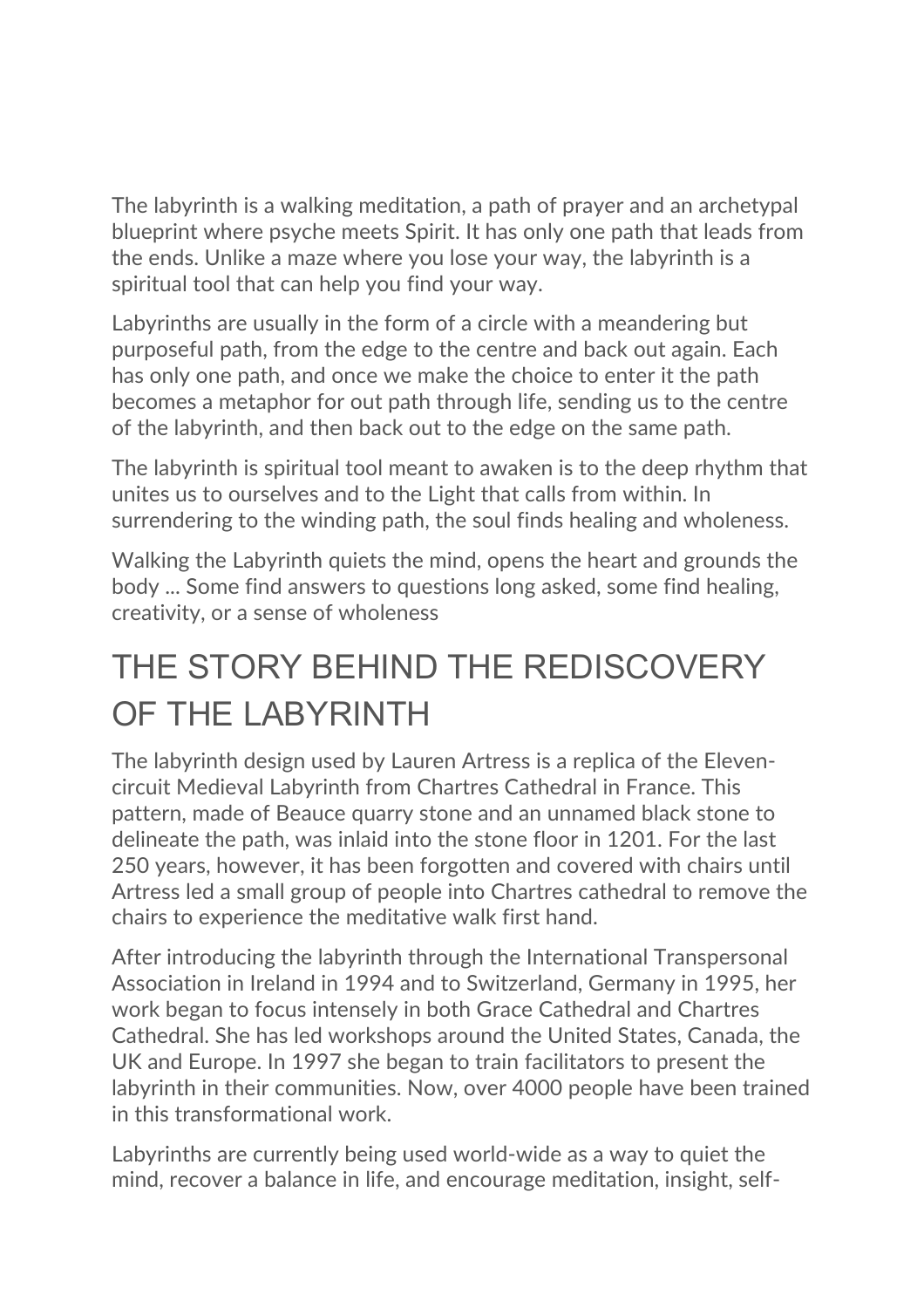The labyrinth is a walking meditation, a path of prayer and an archetypal blueprint where psyche meets Spirit. It has only one path that leads from the ends. Unlike a maze where you lose your way, the labyrinth is a spiritual tool that can help you find your way.

Labyrinths are usually in the form of a circle with a meandering but purposeful path, from the edge to the centre and back out again. Each has only one path, and once we make the choice to enter it the path becomes a metaphor for out path through life, sending us to the centre of the labyrinth, and then back out to the edge on the same path.

The labyrinth is spiritual tool meant to awaken is to the deep rhythm that unites us to ourselves and to the Light that calls from within. In surrendering to the winding path, the soul finds healing and wholeness.

Walking the Labyrinth quiets the mind, opens the heart and grounds the body ... Some find answers to questions long asked, some find healing, creativity, or a sense of wholeness

## THE STORY BEHIND THE REDISCOVERY OF THE LABYRINTH

The labyrinth design used by Lauren Artress is a replica of the Eleven-circuit Medieval Labyrinth from Chartres Cathedral in France. This pattern, made of Beauce quarry stone and an unnamed black stone to delineate the path, was inlaid into the stone floor in 1201. For the last 250 years, however, it has been forgotten and covered with chairs until Artress led a small group of people into Chartres cathedral to remove the chairs to experience the meditative walk first hand.

After introducing the labyrinth through the International Transpersonal Association in Ireland in 1994 and to Switzerland, Germany in 1995, her work began to focus intensely in both Grace Cathedral and Chartres Cathedral. She has led workshops around the United States, Canada, the UK and Europe. In 1997 she began to train facilitators to present the labyrinth in their communities. Now, over 4000 people have been trained in this transformational work.

Labyrinths are currently being used world-wide as a way to quiet the mind, recover a balance in life, and encourage meditation, insight, self-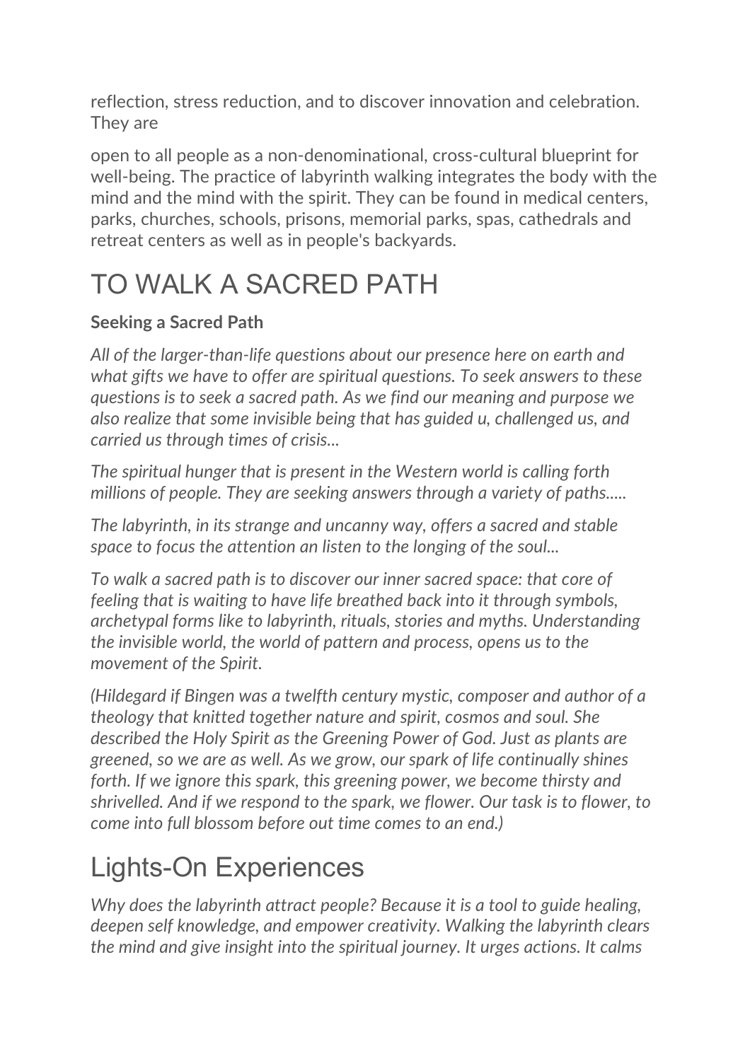reflection, stress reduction, and to discover innovation and celebration. They are

open to all people as a non-denominational, cross-cultural blueprint for well-being. The practice of labyrinth walking integrates the body with the mind and the mind with the spirit. They can be found in medical centers, parks, churches, schools, prisons, memorial parks, spas, cathedrals and retreat centers as well as in people's backyards.

# TO WALK A SACRED PATH

**Seeking a Sacred Path**

*All of the larger-than-life questions about our presence here on earth and what gifts we have to offer are spiritual questions. To seek answers to these questions is to seek a sacred path. As we find our meaning and purpose we also realize that some invisible being that has guided u, challenged us, and carried us through times of crisis...*

*The spiritual hunger that is present in the Western world is calling forth millions of people. They are seeking answers through a variety of paths.....*

*The labyrinth, in its strange and uncanny way, offers a sacred and stable space to focus the attention an listen to the longing of the soul...*

*To walk a sacred path is to discover our inner sacred space: that core of feeling that is waiting to have life breathed back into it through symbols, archetypal forms like to labyrinth, rituals, stories and myths. Understanding the invisible world, the world of pattern and process, opens us to the movement of the Spirit.*

*(Hildegard if Bingen was a twelfth century mystic, composer and author of a theology that knitted together nature and spirit, cosmos and soul. She described the Holy Spirit as the Greening Power of God. Just as plants are greened, so we are as well. As we grow, our spark of life continually shines forth. If we ignore this spark, this greening power, we become thirsty and shrivelled. And if we respond to the spark, we flower. Our task is to flower, to come into full blossom before out time comes to an end.)*

# Lights-On Experiences

*Why does the labyrinth attract people? Because it is a tool to guide healing, deepen self knowledge, and empower creativity. Walking the labyrinth clears the mind and give insight into the spiritual journey. It urges actions. It calms*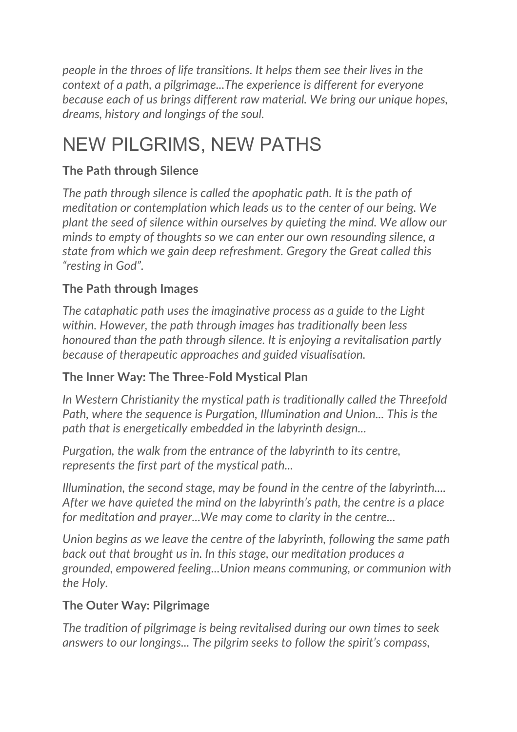*people in the throes of life transitions. It helps them see their lives in the context of a path, a pilgrimage...The experience is different for everyone because each of us brings different raw material. We bring our unique hopes, dreams, history and longings of the soul.*

# NEW PILGRIMS, NEW PATHS

**The Path through Silence**

*The path through silence is called the apophatic path. It is the path of meditation or contemplation which leads us to the center of our being. We plant the seed of silence within ourselves by quieting the mind. We allow our minds to empty of thoughts so we can enter our own resounding silence, a state from which we gain deep refreshment. Gregory the Great called this "resting in God".*

**The Path through Images**

*The cataphatic path uses the imaginative process as a guide to the Light within. However, the path through images has traditionally been less honoured than the path through silence. It is enjoying a revitalisation partly because of therapeutic approaches and guided visualisation.*

**The Inner Way: The Three-Fold Mystical Plan**

*In Western Christianity the mystical path is traditionally called the Threefold Path, where the sequence is Purgation, Illumination and Union... This is the path that is energetically embedded in the labyrinth design...*

*Purgation, the walk from the entrance of the labyrinth to its centre, represents the first part of the mystical path...*

*Illumination, the second stage, may be found in the centre of the labyrinth.... After we have quieted the mind on the labyrinth's path, the centre is a place for meditation and prayer...We may come to clarity in the centre...*

*Union begins as we leave the centre of the labyrinth, following the same path back out that brought us in. In this stage, our meditation produces a grounded, empowered feeling...Union means communing, or communion with the Holy.*

**The Outer Way: Pilgrimage**

*The tradition of pilgrimage is being revitalised during our own times to seek answers to our longings... The pilgrim seeks to follow the spirit's compass,*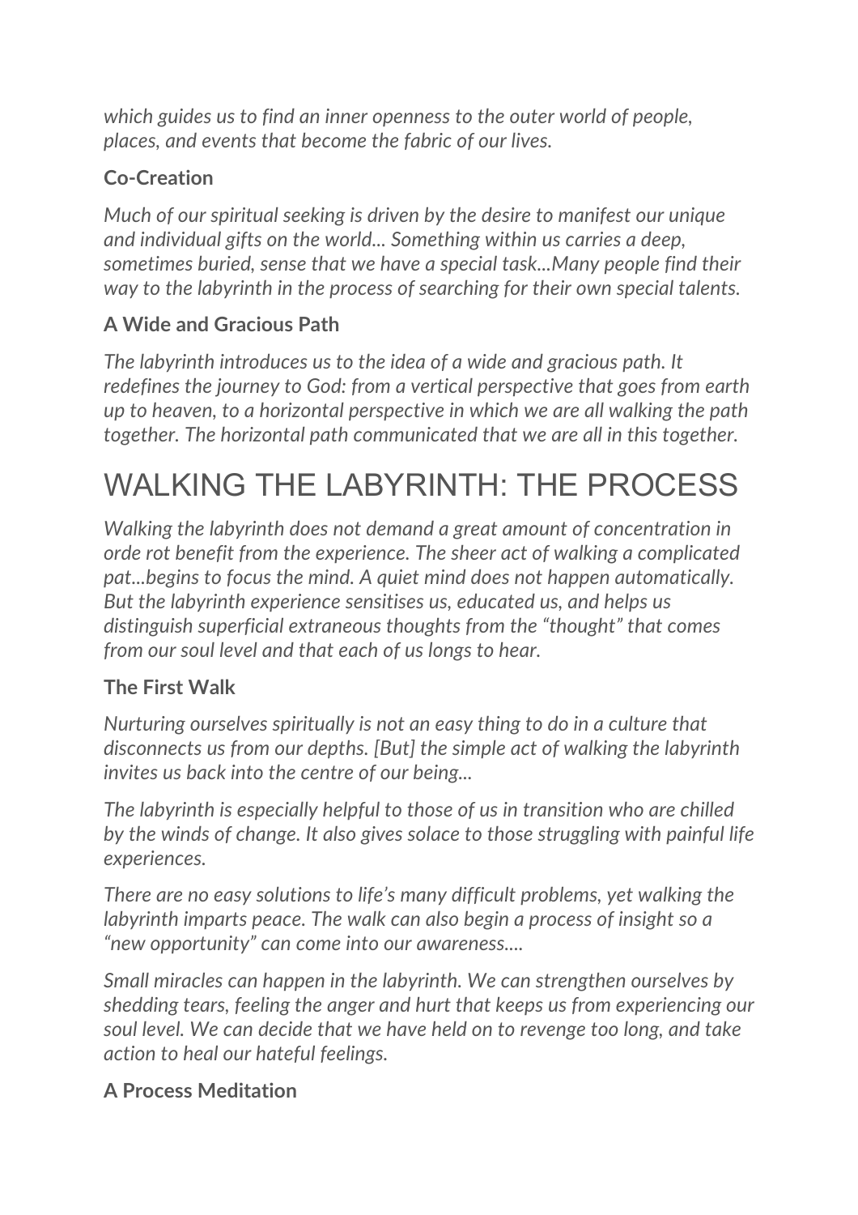*which guides us to find an inner openness to the outer world of people, places, and events that become the fabric of our lives.*

### Co-Creation

*Much of our spiritual seeking is driven by the desire to manifest our unique and individual gifts on the world... Something within us carries a deep, sometimes buried, sense that we have a special task...Many people find their way to the labyrinth in the process of searching for their own special talents.*

### A Wide and Gracious Path

*The labyrinth introduces us to the idea of a wide and gracious path. It redefines the journey to God: from a vertical perspective that goes from earth up to heaven, to a horizontal perspective in which we are all walking the path together. The horizontal path communicated that we are all in this together.*

# WALKING THE LABYRINTH: THE PROCESS

*Walking the labyrinth does not demand a great amount of concentration in orde rot benefit from the experience. The sheer act of walking a complicated pat...begins to focus the mind. A quiet mind does not happen automatically. But the labyrinth experience sensitises us, educated us, and helps us distinguish superficial extraneous thoughts from the "thought" that comes from our soul level and that each of us longs to hear.*

### The First Walk

*Nurturing ourselves spiritually is not an easy thing to do in a culture that disconnects us from our depths. [But] the simple act of walking the labyrinth invites us back into the centre of our being...*

*The labyrinth is especially helpful to those of us in transition who are chilled by the winds of change. It also gives solace to those struggling with painful life experiences.*

*There are no easy solutions to life's many difficult problems, yet walking the labyrinth imparts peace. The walk can also begin a process of insight so a "new opportunity" can come into our awareness....*

*Small miracles can happen in the labyrinth. We can strengthen ourselves by shedding tears, feeling the anger and hurt that keeps us from experiencing our soul level. We can decide that we have held on to revenge too long, and take action to heal our hateful feelings.*

### A Process Meditation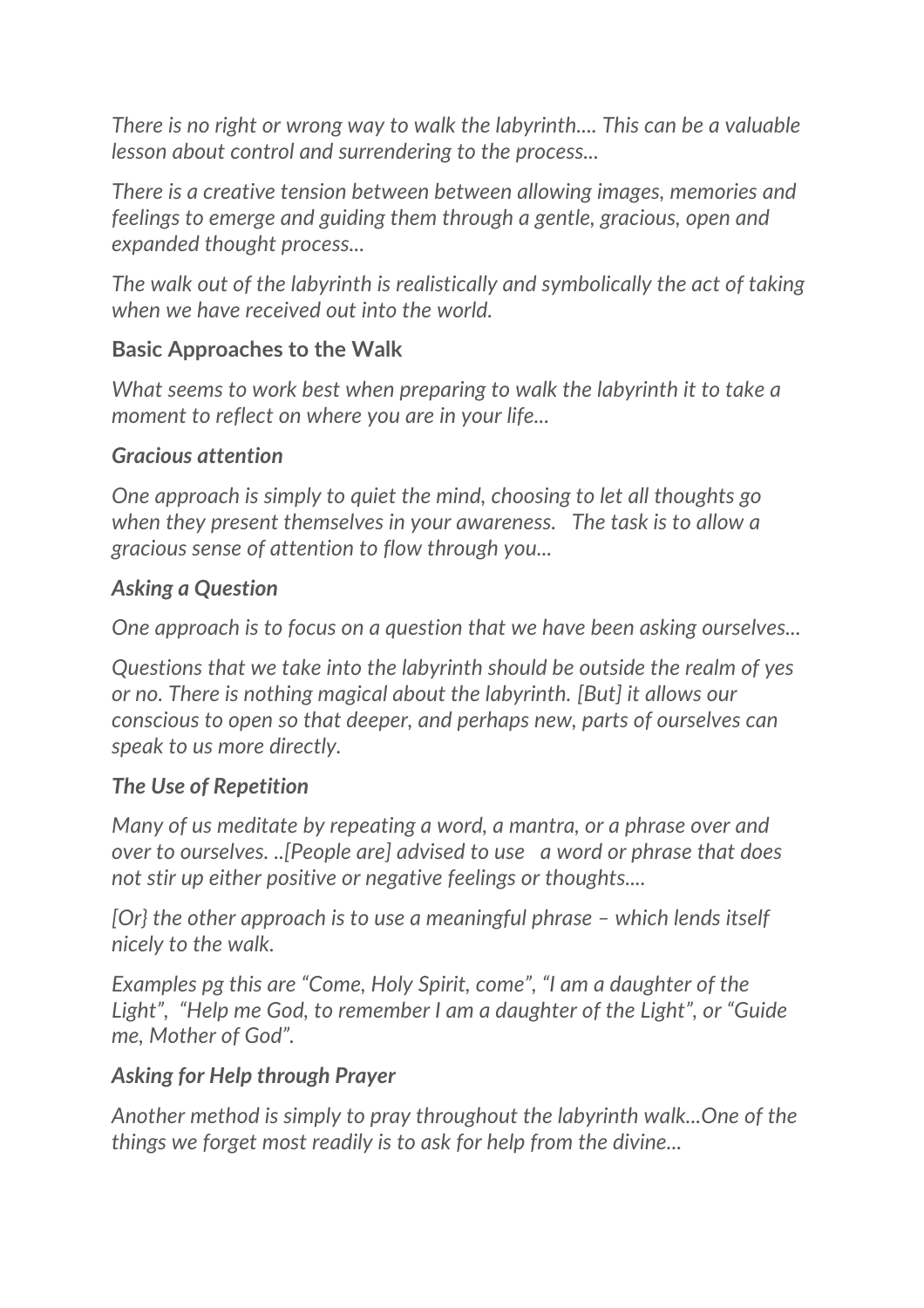*There is no right or wrong way to walk the labyrinth.... This can be a valuable lesson about control and surrendering to the process...*

*There is a creative tension between between allowing images, memories and feelings to emerge and guiding them through a gentle, gracious, open and expanded thought process...*

*The walk out of the labyrinth is realistically and symbolically the act of taking when we have received out into the world.*

**Basic Approaches to the Walk**

*What seems to work best when preparing to walk the labyrinth it to take a moment to reflect on where you are in your life...*

***Gracious attention***

*One approach is simply to quiet the mind, choosing to let all thoughts go when they present themselves in your awareness.   The task is to allow a gracious sense of attention to flow through you...*

***Asking a Question***

*One approach is to focus on a question that we have been asking ourselves...*

*Questions that we take into the labyrinth should be outside the realm of yes or no. There is nothing magical about the labyrinth. [But] it allows our conscious to open so that deeper, and perhaps new, parts of ourselves can speak to us more directly.*

***The Use of Repetition***

*Many of us meditate by repeating a word, a mantra, or a phrase over and over to ourselves. ..[People are] advised to use   a word or phrase that does not stir up either positive or negative feelings or thoughts....*

*[Or} the other approach is to use a meaningful phrase – which lends itself nicely to the walk.*

*Examples pg this are "Come, Holy Spirit, come", "I am a daughter of the Light",  "Help me God, to remember I am a daughter of the Light", or "Guide me, Mother of God".*

***Asking for Help through Prayer***

*Another method is simply to pray throughout the labyrinth walk...One of the things we forget most readily is to ask for help from the divine...*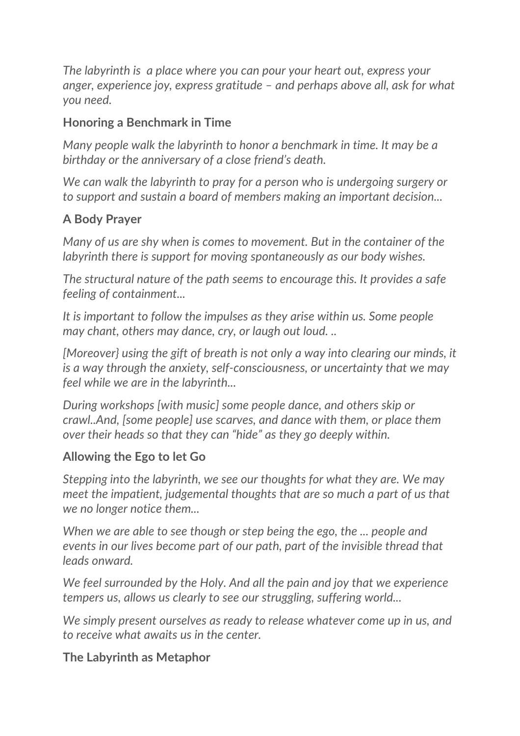*The labyrinth is  a place where you can pour your heart out, express your anger, experience joy, express gratitude – and perhaps above all, ask for what you need.*

**Honoring a Benchmark in Time**

*Many people walk the labyrinth to honor a benchmark in time. It may be a birthday or the anniversary of a close friend's death.*

*We can walk the labyrinth to pray for a person who is undergoing surgery or to support and sustain a board of members making an important decision...*

**A Body Prayer**

*Many of us are shy when is comes to movement. But in the container of the labyrinth there is support for moving spontaneously as our body wishes.*

*The structural nature of the path seems to encourage this. It provides a safe feeling of containment...*

*It is important to follow the impulses as they arise within us. Some people may chant, others may dance, cry, or laugh out loud. ..*

*[Moreover} using the gift of breath is not only a way into clearing our minds, it is a way through the anxiety, self-consciousness, or uncertainty that we may feel while we are in the labyrinth...*

*During workshops [with music] some people dance, and others skip or crawl..And, [some people] use scarves, and dance with them, or place them over their heads so that they can "hide" as they go deeply within.*

**Allowing the Ego to let Go**

*Stepping into the labyrinth, we see our thoughts for what they are. We may meet the impatient, judgemental thoughts that are so much a part of us that we no longer notice them...*

*When we are able to see though or step being the ego, the ... people and events in our lives become part of our path, part of the invisible thread that leads onward.*

*We feel surrounded by the Holy. And all the pain and joy that we experience tempers us, allows us clearly to see our struggling, suffering world...*

*We simply present ourselves as ready to release whatever come up in us, and to receive what awaits us in the center.*

**The Labyrinth as Metaphor**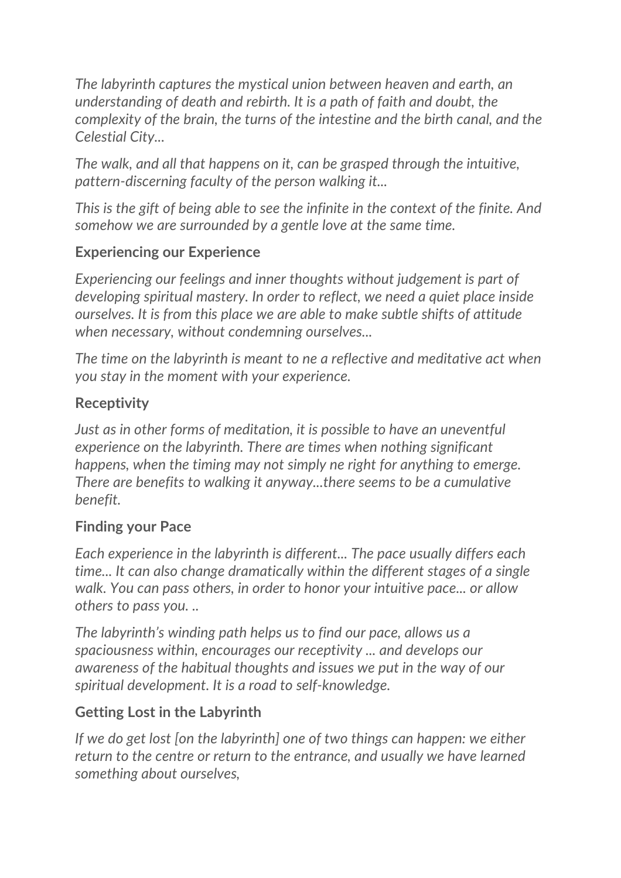*The labyrinth captures the mystical union between heaven and earth, an understanding of death and rebirth. It is a path of faith and doubt, the complexity of the brain, the turns of the intestine and the birth canal, and the Celestial City…*

*The walk, and all that happens on it, can be grasped through the intuitive, pattern-discerning faculty of the person walking it...*

*This is the gift of being able to see the infinite in the context of the finite. And somehow we are surrounded by a gentle love at the same time.*

### Experiencing our Experience

*Experiencing our feelings and inner thoughts without judgement is part of developing spiritual mastery. In order to reflect, we need a quiet place inside ourselves. It is from this place we are able to make subtle shifts of attitude when necessary, without condemning ourselves…*

*The time on the labyrinth is meant to ne a reflective and meditative act when you stay in the moment with your experience.*

### Receptivity

*Just as in other forms of meditation, it is possible to have an uneventful experience on the labyrinth. There are times when nothing significant happens, when the timing may not simply ne right for anything to emerge. There are benefits to walking it anyway…there seems to be a cumulative benefit.*

### Finding your Pace

*Each experience in the labyrinth is different… The pace usually differs each time… It can also change dramatically within the different stages of a single walk. You can pass others, in order to honor your intuitive pace… or allow others to pass you. ..*

*The labyrinth's winding path helps us to find our pace, allows us a spaciousness within, encourages our receptivity … and develops our awareness of the habitual thoughts and issues we put in the way of our spiritual development. It is a road to self-knowledge.*

### Getting Lost in the Labyrinth

*If we do get lost [on the labyrinth] one of two things can happen: we either return to the centre or return to the entrance, and usually we have learned something about ourselves,*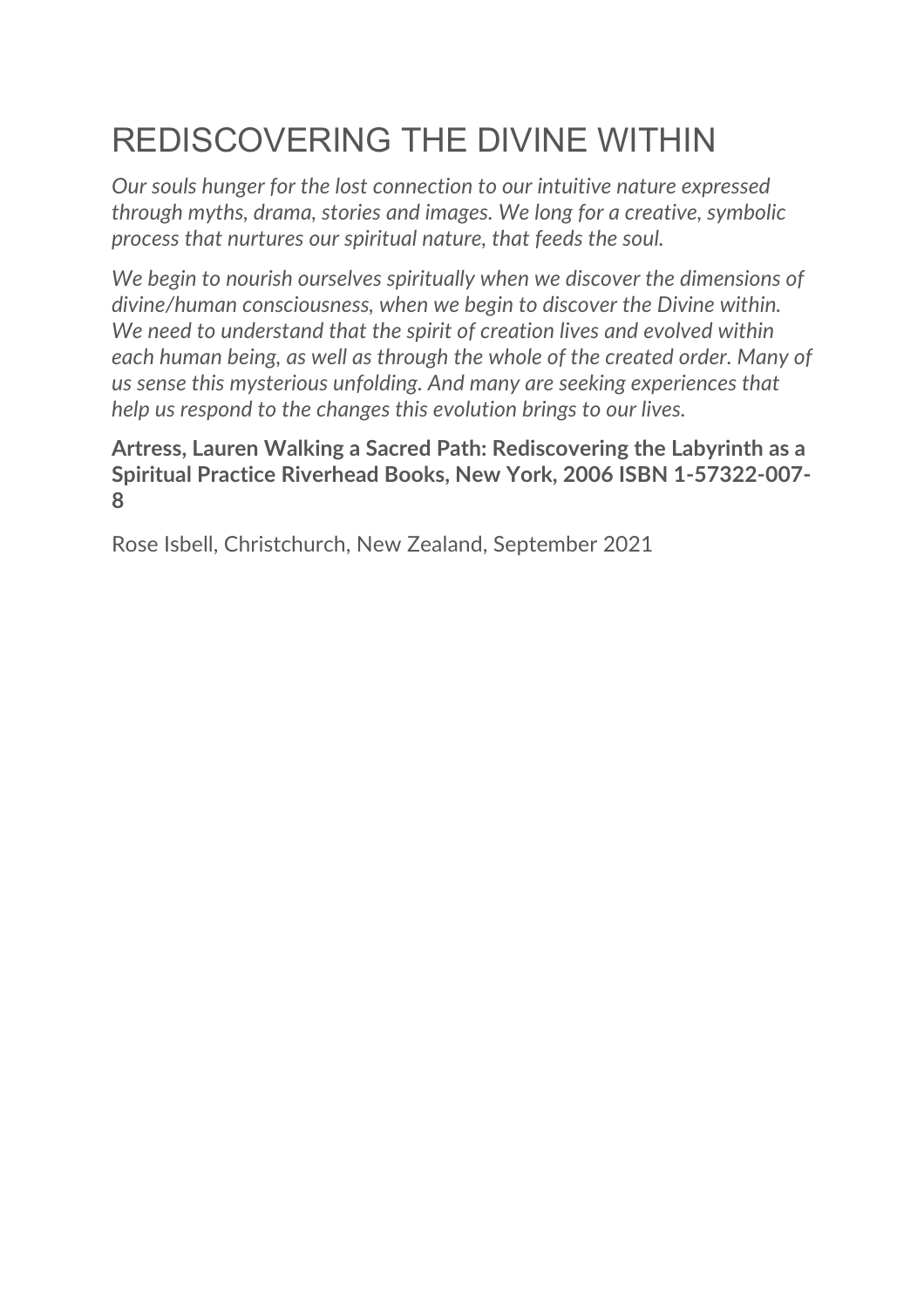# REDISCOVERING THE DIVINE WITHIN

*Our souls hunger for the lost connection to our intuitive nature expressed through myths, drama, stories and images. We long for a creative, symbolic process that nurtures our spiritual nature, that feeds the soul.*

*We begin to nourish ourselves spiritually when we discover the dimensions of divine/human consciousness, when we begin to discover the Divine within. We need to understand that the spirit of creation lives and evolved within each human being, as well as through the whole of the created order. Many of us sense this mysterious unfolding. And many are seeking experiences that help us respond to the changes this evolution brings to our lives.*

**Artress, Lauren Walking a Sacred Path: Rediscovering the Labyrinth as a Spiritual Practice Riverhead Books, New York, 2006 ISBN 1-57322-007-8**

Rose Isbell, Christchurch, New Zealand, September 2021